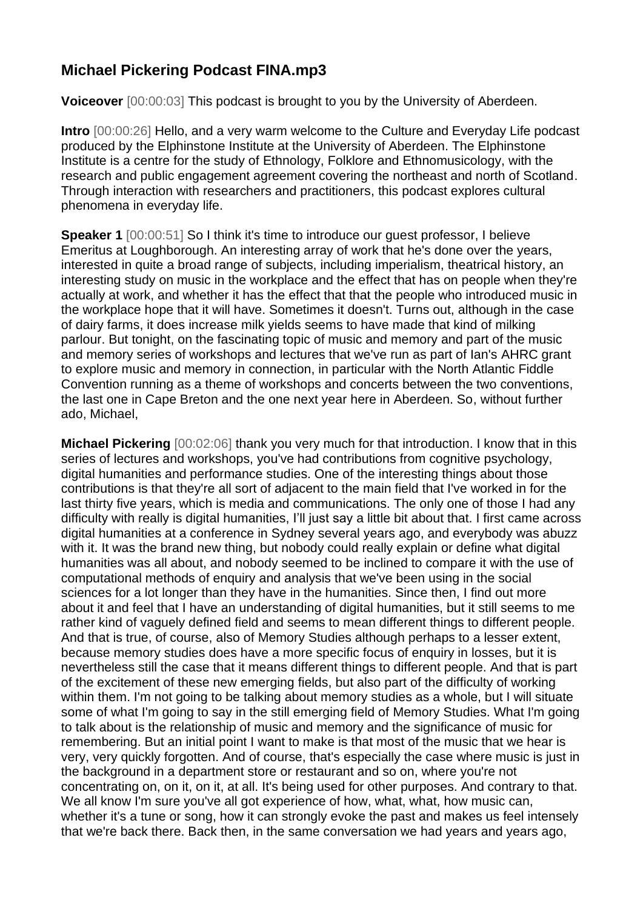## Michael Pickering Podcast FINA.mp3

**Voiceover** [00:00:03] This podcast is brought to you by the University of Aberdeen.

**Intro** [00:00:26] Hello, and a very warm welcome to the Culture and Everyday Life podcast produced by the Elphinstone Institute at the University of Aberdeen. The Elphinstone Institute is a centre for the study of Ethnology, Folklore and Ethnomusicology, with the research and public engagement agreement covering the northeast and north of Scotland. Through interaction with researchers and practitioners, this podcast explores cultural phenomena in everyday life.

**Speaker 1** [00:00:51] So I think it's time to introduce our guest professor, I believe Emeritus at Loughborough. An interesting array of work that he's done over the years, interested in quite a broad range of subjects, including imperialism, theatrical history, an interesting study on music in the workplace and the effect that has on people when they're actually at work, and whether it has the effect that that the people who introduced music in the workplace hope that it will have. Sometimes it doesn't. Turns out, although in the case of dairy farms, it does increase milk yields seems to have made that kind of milking parlour. But tonight, on the fascinating topic of music and memory and part of the music and memory series of workshops and lectures that we've run as part of Ian's AHRC grant to explore music and memory in connection, in particular with the North Atlantic Fiddle Convention running as a theme of workshops and concerts between the two conventions, the last one in Cape Breton and the one next year here in Aberdeen. So, without further ado, Michael,

**Michael Pickering** [00:02:06] thank you very much for that introduction. I know that in this series of lectures and workshops, you've had contributions from cognitive psychology, digital humanities and performance studies. One of the interesting things about those contributions is that they're all sort of adjacent to the main field that I've worked in for the last thirty five years, which is media and communications. The only one of those I had any difficulty with really is digital humanities, I'll just say a little bit about that. I first came across digital humanities at a conference in Sydney several years ago, and everybody was abuzz with it. It was the brand new thing, but nobody could really explain or define what digital humanities was all about, and nobody seemed to be inclined to compare it with the use of computational methods of enquiry and analysis that we've been using in the social sciences for a lot longer than they have in the humanities. Since then, I find out more about it and feel that I have an understanding of digital humanities, but it still seems to me rather kind of vaguely defined field and seems to mean different things to different people. And that is true, of course, also of Memory Studies although perhaps to a lesser extent, because memory studies does have a more specific focus of enquiry in losses, but it is nevertheless still the case that it means different things to different people. And that is part of the excitement of these new emerging fields, but also part of the difficulty of working within them. I'm not going to be talking about memory studies as a whole, but I will situate some of what I'm going to say in the still emerging field of Memory Studies. What I'm going to talk about is the relationship of music and memory and the significance of music for remembering. But an initial point I want to make is that most of the music that we hear is very, very quickly forgotten. And of course, that's especially the case where music is just in the background in a department store or restaurant and so on, where you're not concentrating on, on it, on it, at all. It's being used for other purposes. And contrary to that. We all know I'm sure you've all got experience of how, what, what, how music can, whether it's a tune or song, how it can strongly evoke the past and makes us feel intensely that we're back there. Back then, in the same conversation we had years and years ago,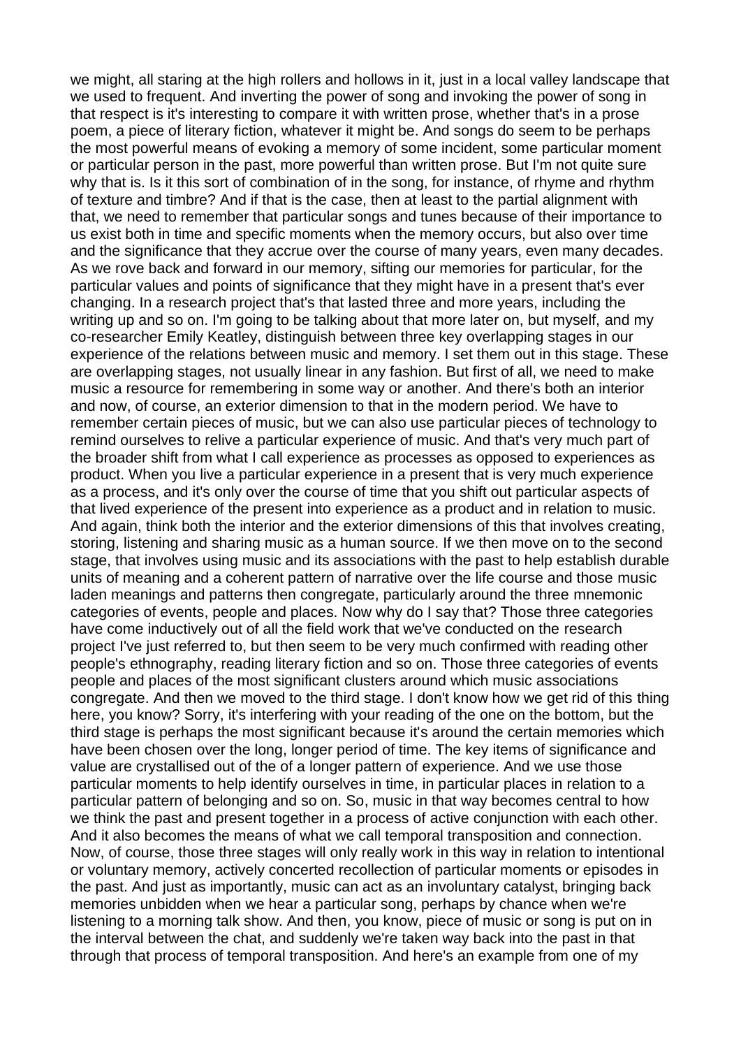we might, all staring at the high rollers and hollows in it, just in a local valley landscape that we used to frequent. And inverting the power of song and invoking the power of song in that respect is it's interesting to compare it with written prose, whether that's in a prose poem, a piece of literary fiction, whatever it might be. And songs do seem to be perhaps the most powerful means of evoking a memory of some incident, some particular moment or particular person in the past, more powerful than written prose. But I'm not quite sure why that is. Is it this sort of combination of in the song, for instance, of rhyme and rhythm of texture and timbre? And if that is the case, then at least to the partial alignment with that, we need to remember that particular songs and tunes because of their importance to us exist both in time and specific moments when the memory occurs, but also over time and the significance that they accrue over the course of many years, even many decades. As we rove back and forward in our memory, sifting our memories for particular, for the particular values and points of significance that they might have in a present that's ever changing. In a research project that's that lasted three and more years, including the writing up and so on. I'm going to be talking about that more later on, but myself, and my co-researcher Emily Keatley, distinguish between three key overlapping stages in our experience of the relations between music and memory. I set them out in this stage. These are overlapping stages, not usually linear in any fashion. But first of all, we need to make music a resource for remembering in some way or another. And there's both an interior and now, of course, an exterior dimension to that in the modern period. We have to remember certain pieces of music, but we can also use particular pieces of technology to remind ourselves to relive a particular experience of music. And that's very much part of the broader shift from what I call experience as processes as opposed to experiences as product. When you live a particular experience in a present that is very much experience as a process, and it's only over the course of time that you shift out particular aspects of that lived experience of the present into experience as a product and in relation to music. And again, think both the interior and the exterior dimensions of this that involves creating, storing, listening and sharing music as a human source. If we then move on to the second stage, that involves using music and its associations with the past to help establish durable units of meaning and a coherent pattern of narrative over the life course and those music laden meanings and patterns then congregate, particularly around the three mnemonic categories of events, people and places. Now why do I say that? Those three categories have come inductively out of all the field work that we've conducted on the research project I've just referred to, but then seem to be very much confirmed with reading other people's ethnography, reading literary fiction and so on. Those three categories of events people and places of the most significant clusters around which music associations congregate. And then we moved to the third stage. I don't know how we get rid of this thing here, you know? Sorry, it's interfering with your reading of the one on the bottom, but the third stage is perhaps the most significant because it's around the certain memories which have been chosen over the long, longer period of time. The key items of significance and value are crystallised out of the of a longer pattern of experience. And we use those particular moments to help identify ourselves in time, in particular places in relation to a particular pattern of belonging and so on. So, music in that way becomes central to how we think the past and present together in a process of active conjunction with each other. And it also becomes the means of what we call temporal transposition and connection. Now, of course, those three stages will only really work in this way in relation to intentional or voluntary memory, actively concerted recollection of particular moments or episodes in the past. And just as importantly, music can act as an involuntary catalyst, bringing back memories unbidden when we hear a particular song, perhaps by chance when we're listening to a morning talk show. And then, you know, piece of music or song is put on in the interval between the chat, and suddenly we're taken way back into the past in that through that process of temporal transposition. And here's an example from one of my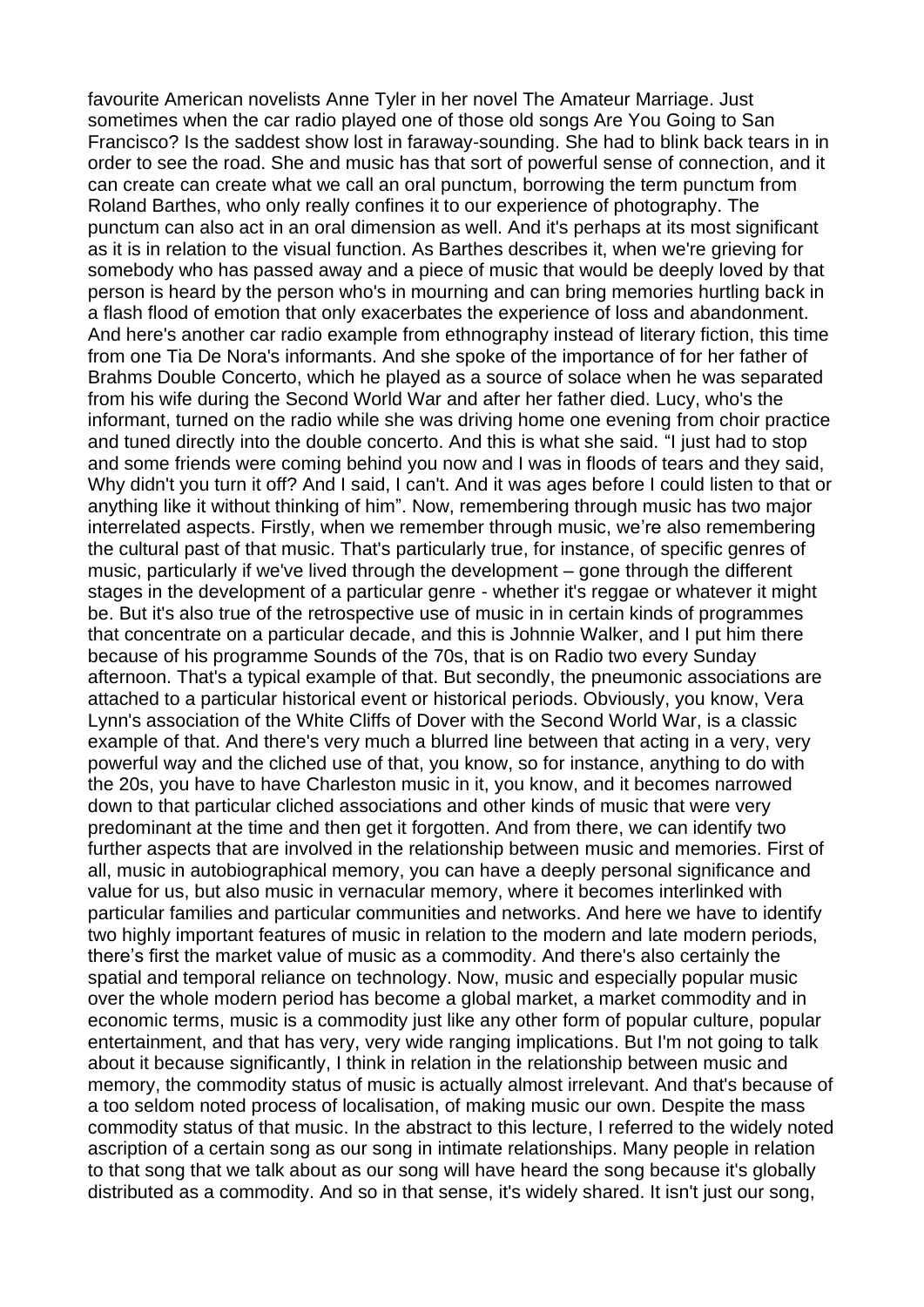favourite American novelists Anne Tyler in her novel The Amateur Marriage. Just sometimes when the car radio played one of those old songs Are You Going to San Francisco? Is the saddest show lost in faraway-sounding. She had to blink back tears in in order to see the road. She and music has that sort of powerful sense of connection, and it can create can create what we call an oral punctum, borrowing the term punctum from Roland Barthes, who only really confines it to our experience of photography. The punctum can also act in an oral dimension as well. And it's perhaps at its most significant as it is in relation to the visual function. As Barthes describes it, when we're grieving for somebody who has passed away and a piece of music that would be deeply loved by that person is heard by the person who's in mourning and can bring memories hurtling back in a flash flood of emotion that only exacerbates the experience of loss and abandonment. And here's another car radio example from ethnography instead of literary fiction, this time from one Tia De Nora's informants. And she spoke of the importance of for her father of Brahms Double Concerto, which he played as a source of solace when he was separated from his wife during the Second World War and after her father died. Lucy, who's the informant, turned on the radio while she was driving home one evening from choir practice and tuned directly into the double concerto. And this is what she said. "I just had to stop and some friends were coming behind you now and I was in floods of tears and they said, Why didn't you turn it off? And I said, I can't. And it was ages before I could listen to that or anything like it without thinking of him". Now, remembering through music has two major interrelated aspects. Firstly, when we remember through music, we're also remembering the cultural past of that music. That's particularly true, for instance, of specific genres of music, particularly if we've lived through the development – gone through the different stages in the development of a particular genre - whether it's reggae or whatever it might be. But it's also true of the retrospective use of music in in certain kinds of programmes that concentrate on a particular decade, and this is Johnnie Walker, and I put him there because of his programme Sounds of the 70s, that is on Radio two every Sunday afternoon. That's a typical example of that. But secondly, the pneumonic associations are attached to a particular historical event or historical periods. Obviously, you know, Vera Lynn's association of the White Cliffs of Dover with the Second World War, is a classic example of that. And there's very much a blurred line between that acting in a very, very powerful way and the cliched use of that, you know, so for instance, anything to do with the 20s, you have to have Charleston music in it, you know, and it becomes narrowed down to that particular cliched associations and other kinds of music that were very predominant at the time and then get it forgotten. And from there, we can identify two further aspects that are involved in the relationship between music and memories. First of all, music in autobiographical memory, you can have a deeply personal significance and value for us, but also music in vernacular memory, where it becomes interlinked with particular families and particular communities and networks. And here we have to identify two highly important features of music in relation to the modern and late modern periods, there's first the market value of music as a commodity. And there's also certainly the spatial and temporal reliance on technology. Now, music and especially popular music over the whole modern period has become a global market, a market commodity and in economic terms, music is a commodity just like any other form of popular culture, popular entertainment, and that has very, very wide ranging implications. But I'm not going to talk about it because significantly, I think in relation in the relationship between music and memory, the commodity status of music is actually almost irrelevant. And that's because of a too seldom noted process of localisation, of making music our own. Despite the mass commodity status of that music. In the abstract to this lecture, I referred to the widely noted ascription of a certain song as our song in intimate relationships. Many people in relation to that song that we talk about as our song will have heard the song because it's globally distributed as a commodity. And so in that sense, it's widely shared. It isn't just our song,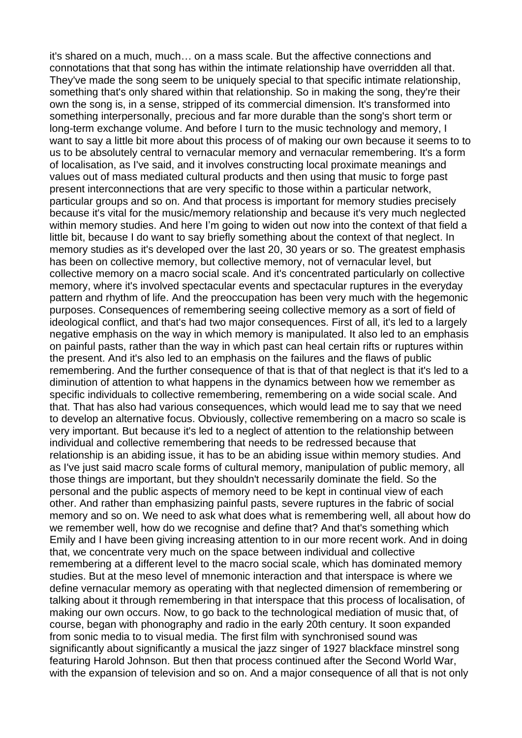it's shared on a much, much… on a mass scale. But the affective connections and connotations that that song has within the intimate relationship have overridden all that. They've made the song seem to be uniquely special to that specific intimate relationship, something that's only shared within that relationship. So in making the song, they're their own the song is, in a sense, stripped of its commercial dimension. It's transformed into something interpersonally, precious and far more durable than the song's short term or long-term exchange volume. And before I turn to the music technology and memory, I want to say a little bit more about this process of of making our own because it seems to to us to be absolutely central to vernacular memory and vernacular remembering. It's a form of localisation, as I've said, and it involves constructing local proximate meanings and values out of mass mediated cultural products and then using that music to forge past present interconnections that are very specific to those within a particular network, particular groups and so on. And that process is important for memory studies precisely because it's vital for the music/memory relationship and because it's very much neglected within memory studies. And here I'm going to widen out now into the context of that field a little bit, because I do want to say briefly something about the context of that neglect. In memory studies as it's developed over the last 20, 30 years or so. The greatest emphasis has been on collective memory, but collective memory, not of vernacular level, but collective memory on a macro social scale. And it's concentrated particularly on collective memory, where it's involved spectacular events and spectacular ruptures in the everyday pattern and rhythm of life. And the preoccupation has been very much with the hegemonic purposes. Consequences of remembering seeing collective memory as a sort of field of ideological conflict, and that's had two major consequences. First of all, it's led to a largely negative emphasis on the way in which memory is manipulated. It also led to an emphasis on painful pasts, rather than the way in which past can heal certain rifts or ruptures within the present. And it's also led to an emphasis on the failures and the flaws of public remembering. And the further consequence of that is that of that neglect is that it's led to a diminution of attention to what happens in the dynamics between how we remember as specific individuals to collective remembering, remembering on a wide social scale. And that. That has also had various consequences, which would lead me to say that we need to develop an alternative focus. Obviously, collective remembering on a macro so scale is very important. But because it's led to a neglect of attention to the relationship between individual and collective remembering that needs to be redressed because that relationship is an abiding issue, it has to be an abiding issue within memory studies. And as I've just said macro scale forms of cultural memory, manipulation of public memory, all those things are important, but they shouldn't necessarily dominate the field. So the personal and the public aspects of memory need to be kept in continual view of each other. And rather than emphasizing painful pasts, severe ruptures in the fabric of social memory and so on. We need to ask what does what is remembering well, all about how do we remember well, how do we recognise and define that? And that's something which Emily and I have been giving increasing attention to in our more recent work. And in doing that, we concentrate very much on the space between individual and collective remembering at a different level to the macro social scale, which has dominated memory studies. But at the meso level of mnemonic interaction and that interspace is where we define vernacular memory as operating with that neglected dimension of remembering or talking about it through remembering in that interspace that this process of localisation, of making our own occurs. Now, to go back to the technological mediation of music that, of course, began with phonography and radio in the early 20th century. It soon expanded from sonic media to to visual media. The first film with synchronised sound was significantly about significantly a musical the jazz singer of 1927 blackface minstrel song featuring Harold Johnson. But then that process continued after the Second World War, with the expansion of television and so on. And a major consequence of all that is not only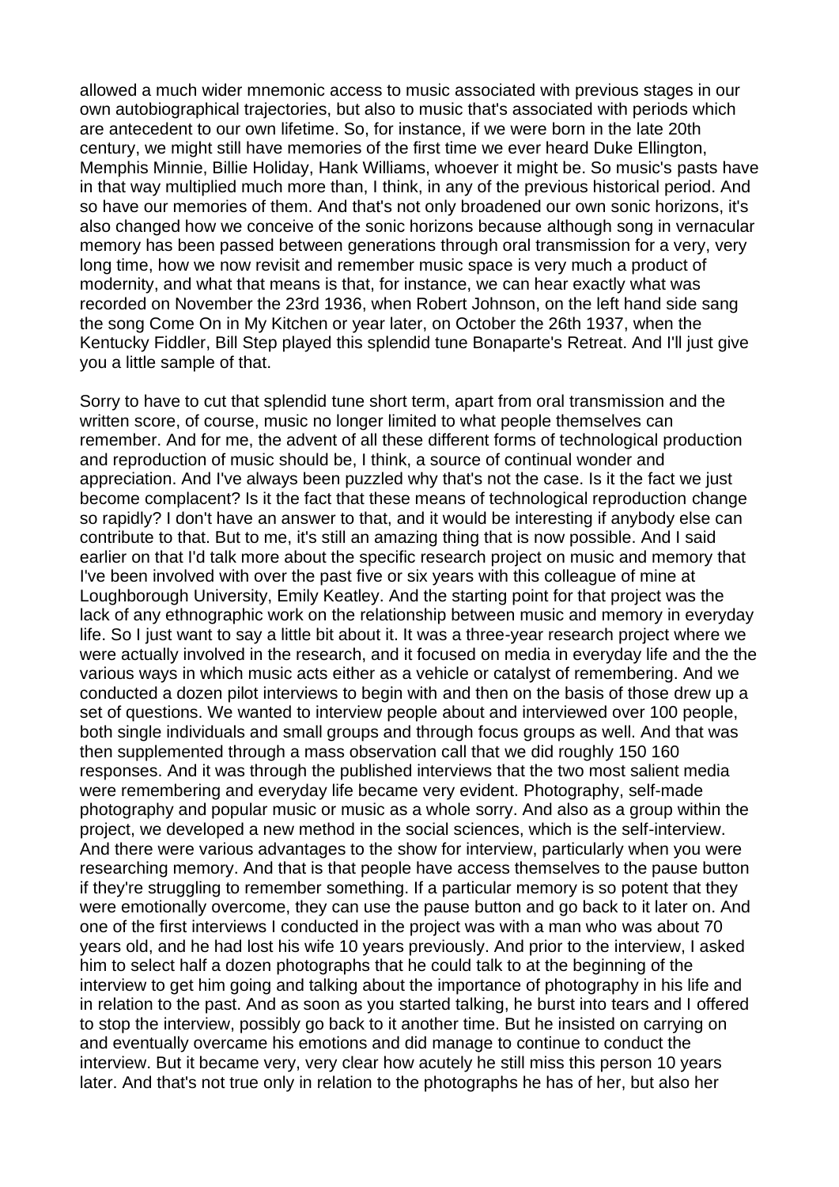allowed a much wider mnemonic access to music associated with previous stages in our own autobiographical trajectories, but also to music that's associated with periods which are antecedent to our own lifetime. So, for instance, if we were born in the late 20th century, we might still have memories of the first time we ever heard Duke Ellington, Memphis Minnie, Billie Holiday, Hank Williams, whoever it might be. So music's pasts have in that way multiplied much more than, I think, in any of the previous historical period. And so have our memories of them. And that's not only broadened our own sonic horizons, it's also changed how we conceive of the sonic horizons because although song in vernacular memory has been passed between generations through oral transmission for a very, very long time, how we now revisit and remember music space is very much a product of modernity, and what that means is that, for instance, we can hear exactly what was recorded on November the 23rd 1936, when Robert Johnson, on the left hand side sang the song Come On in My Kitchen or year later, on October the 26th 1937, when the Kentucky Fiddler, Bill Step played this splendid tune Bonaparte's Retreat. And I'll just give you a little sample of that.

Sorry to have to cut that splendid tune short term, apart from oral transmission and the written score, of course, music no longer limited to what people themselves can remember. And for me, the advent of all these different forms of technological production and reproduction of music should be, I think, a source of continual wonder and appreciation. And I've always been puzzled why that's not the case. Is it the fact we just become complacent? Is it the fact that these means of technological reproduction change so rapidly? I don't have an answer to that, and it would be interesting if anybody else can contribute to that. But to me, it's still an amazing thing that is now possible. And I said earlier on that I'd talk more about the specific research project on music and memory that I've been involved with over the past five or six years with this colleague of mine at Loughborough University, Emily Keatley. And the starting point for that project was the lack of any ethnographic work on the relationship between music and memory in everyday life. So I just want to say a little bit about it. It was a three-year research project where we were actually involved in the research, and it focused on media in everyday life and the the various ways in which music acts either as a vehicle or catalyst of remembering. And we conducted a dozen pilot interviews to begin with and then on the basis of those drew up a set of questions. We wanted to interview people about and interviewed over 100 people, both single individuals and small groups and through focus groups as well. And that was then supplemented through a mass observation call that we did roughly 150 160 responses. And it was through the published interviews that the two most salient media were remembering and everyday life became very evident. Photography, self-made photography and popular music or music as a whole sorry. And also as a group within the project, we developed a new method in the social sciences, which is the self-interview. And there were various advantages to the show for interview, particularly when you were researching memory. And that is that people have access themselves to the pause button if they're struggling to remember something. If a particular memory is so potent that they were emotionally overcome, they can use the pause button and go back to it later on. And one of the first interviews I conducted in the project was with a man who was about 70 years old, and he had lost his wife 10 years previously. And prior to the interview, I asked him to select half a dozen photographs that he could talk to at the beginning of the interview to get him going and talking about the importance of photography in his life and in relation to the past. And as soon as you started talking, he burst into tears and I offered to stop the interview, possibly go back to it another time. But he insisted on carrying on and eventually overcame his emotions and did manage to continue to conduct the interview. But it became very, very clear how acutely he still miss this person 10 years later. And that's not true only in relation to the photographs he has of her, but also her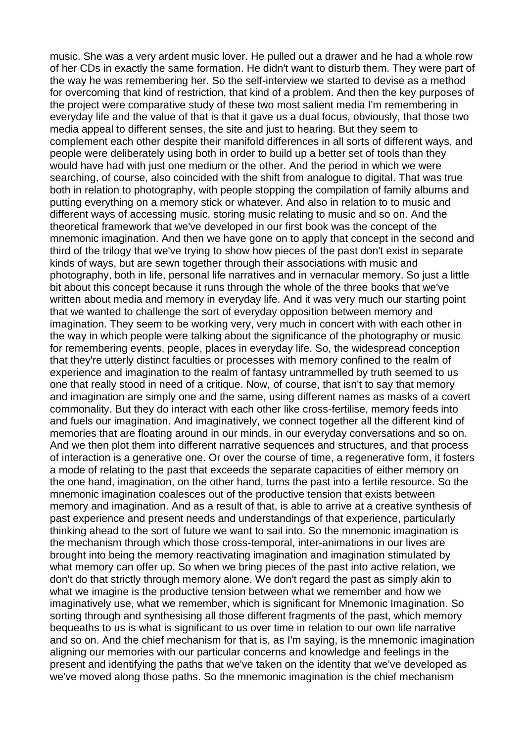music. She was a very ardent music lover. He pulled out a drawer and he had a whole row of her CDs in exactly the same formation. He didn't want to disturb them. They were part of the way he was remembering her. So the self-interview we started to devise as a method for overcoming that kind of restriction, that kind of a problem. And then the key purposes of the project were comparative study of these two most salient media I'm remembering in everyday life and the value of that is that it gave us a dual focus, obviously, that those two media appeal to different senses, the site and just to hearing. But they seem to complement each other despite their manifold differences in all sorts of different ways, and people were deliberately using both in order to build up a better set of tools than they would have had with just one medium or the other. And the period in which we were searching, of course, also coincided with the shift from analogue to digital. That was true both in relation to photography, with people stopping the compilation of family albums and putting everything on a memory stick or whatever. And also in relation to to music and different ways of accessing music, storing music relating to music and so on. And the theoretical framework that we've developed in our first book was the concept of the mnemonic imagination. And then we have gone on to apply that concept in the second and third of the trilogy that we've trying to show how pieces of the past don't exist in separate kinds of ways, but are sewn together through their associations with music and photography, both in life, personal life narratives and in vernacular memory. So just a little bit about this concept because it runs through the whole of the three books that we've written about media and memory in everyday life. And it was very much our starting point that we wanted to challenge the sort of everyday opposition between memory and imagination. They seem to be working very, very much in concert with with each other in the way in which people were talking about the significance of the photography or music for remembering events, people, places in everyday life. So, the widespread conception that they're utterly distinct faculties or processes with memory confined to the realm of experience and imagination to the realm of fantasy untrammelled by truth seemed to us one that really stood in need of a critique. Now, of course, that isn't to say that memory and imagination are simply one and the same, using different names as masks of a covert commonality. But they do interact with each other like cross-fertilise, memory feeds into and fuels our imagination. And imaginatively, we connect together all the different kind of memories that are floating around in our minds, in our everyday conversations and so on. And we then plot them into different narrative sequences and structures, and that process of interaction is a generative one. Or over the course of time, a regenerative form, it fosters a mode of relating to the past that exceeds the separate capacities of either memory on the one hand, imagination, on the other hand, turns the past into a fertile resource. So the mnemonic imagination coalesces out of the productive tension that exists between memory and imagination. And as a result of that, is able to arrive at a creative synthesis of past experience and present needs and understandings of that experience, particularly thinking ahead to the sort of future we want to sail into. So the mnemonic imagination is the mechanism through which those cross-temporal, inter-animations in our lives are brought into being the memory reactivating imagination and imagination stimulated by what memory can offer up. So when we bring pieces of the past into active relation, we don't do that strictly through memory alone. We don't regard the past as simply akin to what we imagine is the productive tension between what we remember and how we imaginatively use, what we remember, which is significant for Mnemonic Imagination. So sorting through and synthesising all those different fragments of the past, which memory bequeaths to us is what is significant to us over time in relation to our own life narrative and so on. And the chief mechanism for that is, as I'm saying, is the mnemonic imagination aligning our memories with our particular concerns and knowledge and feelings in the present and identifying the paths that we've taken on the identity that we've developed as we've moved along those paths. So the mnemonic imagination is the chief mechanism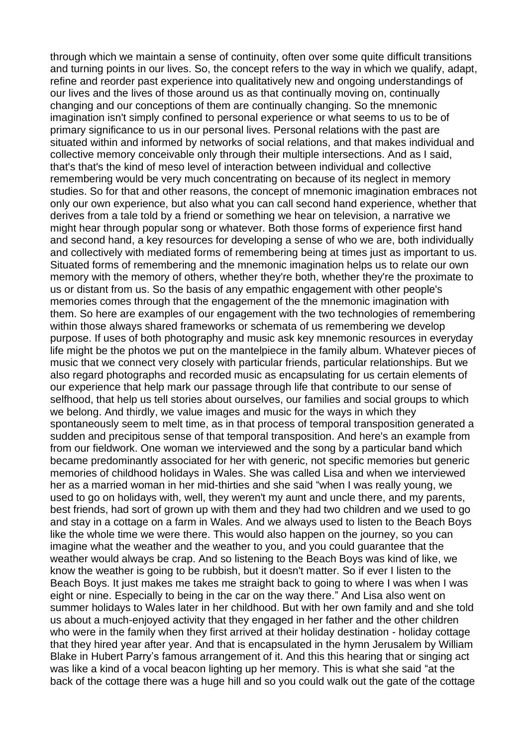through which we maintain a sense of continuity, often over some quite difficult transitions and turning points in our lives. So, the concept refers to the way in which we qualify, adapt, refine and reorder past experience into qualitatively new and ongoing understandings of our lives and the lives of those around us as that continually moving on, continually changing and our conceptions of them are continually changing. So the mnemonic imagination isn't simply confined to personal experience or what seems to us to be of primary significance to us in our personal lives. Personal relations with the past are situated within and informed by networks of social relations, and that makes individual and collective memory conceivable only through their multiple intersections. And as I said, that's that's the kind of meso level of interaction between individual and collective remembering would be very much concentrating on because of its neglect in memory studies. So for that and other reasons, the concept of mnemonic imagination embraces not only our own experience, but also what you can call second hand experience, whether that derives from a tale told by a friend or something we hear on television, a narrative we might hear through popular song or whatever. Both those forms of experience first hand and second hand, a key resources for developing a sense of who we are, both individually and collectively with mediated forms of remembering being at times just as important to us. Situated forms of remembering and the mnemonic imagination helps us to relate our own memory with the memory of others, whether they're both, whether they're the proximate to us or distant from us. So the basis of any empathic engagement with other people's memories comes through that the engagement of the the mnemonic imagination with them. So here are examples of our engagement with the two technologies of remembering within those always shared frameworks or schemata of us remembering we develop purpose. If uses of both photography and music ask key mnemonic resources in everyday life might be the photos we put on the mantelpiece in the family album. Whatever pieces of music that we connect very closely with particular friends, particular relationships. But we also regard photographs and recorded music as encapsulating for us certain elements of our experience that help mark our passage through life that contribute to our sense of selfhood, that help us tell stories about ourselves, our families and social groups to which we belong. And thirdly, we value images and music for the ways in which they spontaneously seem to melt time, as in that process of temporal transposition generated a sudden and precipitous sense of that temporal transposition. And here's an example from from our fieldwork. One woman we interviewed and the song by a particular band which became predominantly associated for her with generic, not specific memories but generic memories of childhood holidays in Wales. She was called Lisa and when we interviewed her as a married woman in her mid-thirties and she said "when I was really young, we used to go on holidays with, well, they weren't my aunt and uncle there, and my parents, best friends, had sort of grown up with them and they had two children and we used to go and stay in a cottage on a farm in Wales. And we always used to listen to the Beach Boys like the whole time we were there. This would also happen on the journey, so you can imagine what the weather and the weather to you, and you could guarantee that the weather would always be crap. And so listening to the Beach Boys was kind of like, we know the weather is going to be rubbish, but it doesn't matter. So if ever I listen to the Beach Boys. It just makes me takes me straight back to going to where I was when I was eight or nine. Especially to being in the car on the way there." And Lisa also went on summer holidays to Wales later in her childhood. But with her own family and and she told us about a much-enjoyed activity that they engaged in her father and the other children who were in the family when they first arrived at their holiday destination - holiday cottage that they hired year after year. And that is encapsulated in the hymn Jerusalem by William Blake in Hubert Parry's famous arrangement of it. And this this hearing that or singing act was like a kind of a vocal beacon lighting up her memory. This is what she said "at the back of the cottage there was a huge hill and so you could walk out the gate of the cottage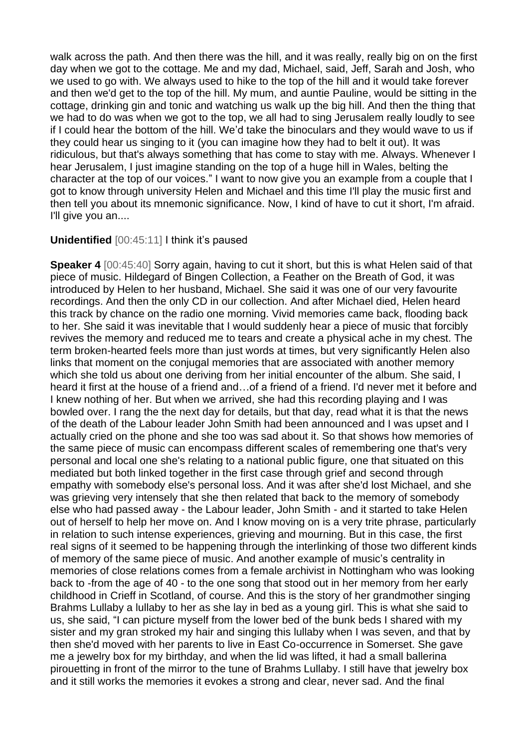walk across the path. And then there was the hill, and it was really, really big on on the first day when we got to the cottage. Me and my dad, Michael, said, Jeff, Sarah and Josh, who we used to go with. We always used to hike to the top of the hill and it would take forever and then we'd get to the top of the hill. My mum, and auntie Pauline, would be sitting in the cottage, drinking gin and tonic and watching us walk up the big hill. And then the thing that we had to do was when we got to the top, we all had to sing Jerusalem really loudly to see if I could hear the bottom of the hill. We'd take the binoculars and they would wave to us if they could hear us singing to it (you can imagine how they had to belt it out). It was ridiculous, but that's always something that has come to stay with me. Always. Whenever I hear Jerusalem, I just imagine standing on the top of a huge hill in Wales, belting the character at the top of our voices." I want to now give you an example from a couple that I got to know through university Helen and Michael and this time I'll play the music first and then tell you about its mnemonic significance. Now, I kind of have to cut it short, I'm afraid. I'll give you an....

**Unidentified** [00:45:11] I think it's paused

**Speaker 4** [00:45:40] Sorry again, having to cut it short, but this is what Helen said of that piece of music. Hildegard of Bingen Collection, a Feather on the Breath of God, it was introduced by Helen to her husband, Michael. She said it was one of our very favourite recordings. And then the only CD in our collection. And after Michael died, Helen heard this track by chance on the radio one morning. Vivid memories came back, flooding back to her. She said it was inevitable that I would suddenly hear a piece of music that forcibly revives the memory and reduced me to tears and create a physical ache in my chest. The term broken-hearted feels more than just words at times, but very significantly Helen also links that moment on the conjugal memories that are associated with another memory which she told us about one deriving from her initial encounter of the album. She said, I heard it first at the house of a friend and…of a friend of a friend. I'd never met it before and I knew nothing of her. But when we arrived, she had this recording playing and I was bowled over. I rang the the next day for details, but that day, read what it is that the news of the death of the Labour leader John Smith had been announced and I was upset and I actually cried on the phone and she too was sad about it. So that shows how memories of the same piece of music can encompass different scales of remembering one that's very personal and local one she's relating to a national public figure, one that situated on this mediated but both linked together in the first case through grief and second through empathy with somebody else's personal loss. And it was after she'd lost Michael, and she was grieving very intensely that she then related that back to the memory of somebody else who had passed away - the Labour leader, John Smith - and it started to take Helen out of herself to help her move on. And I know moving on is a very trite phrase, particularly in relation to such intense experiences, grieving and mourning. But in this case, the first real signs of it seemed to be happening through the interlinking of those two different kinds of memory of the same piece of music. And another example of music's centrality in memories of close relations comes from a female archivist in Nottingham who was looking back to -from the age of 40 - to the one song that stood out in her memory from her early childhood in Crieff in Scotland, of course. And this is the story of her grandmother singing Brahms Lullaby a lullaby to her as she lay in bed as a young girl. This is what she said to us, she said, "I can picture myself from the lower bed of the bunk beds I shared with my sister and my gran stroked my hair and singing this lullaby when I was seven, and that by then she'd moved with her parents to live in East Co-occurrence in Somerset. She gave me a jewelry box for my birthday, and when the lid was lifted, it had a small ballerina pirouetting in front of the mirror to the tune of Brahms Lullaby. I still have that jewelry box and it still works the memories it evokes a strong and clear, never sad. And the final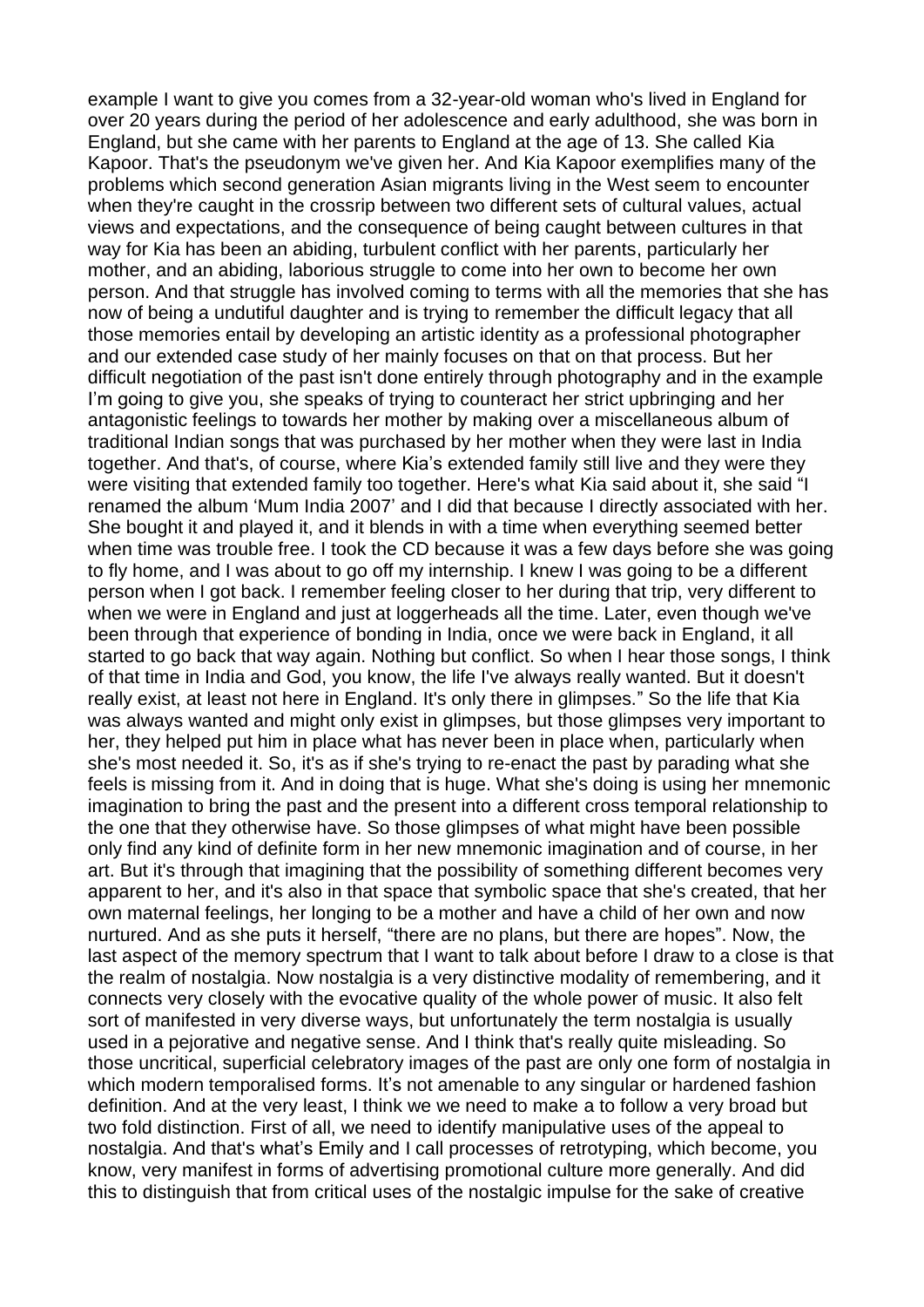example I want to give you comes from a 32-year-old woman who's lived in England for over 20 years during the period of her adolescence and early adulthood, she was born in England, but she came with her parents to England at the age of 13. She called Kia Kapoor. That's the pseudonym we've given her. And Kia Kapoor exemplifies many of the problems which second generation Asian migrants living in the West seem to encounter when they're caught in the crossrip between two different sets of cultural values, actual views and expectations, and the consequence of being caught between cultures in that way for Kia has been an abiding, turbulent conflict with her parents, particularly her mother, and an abiding, laborious struggle to come into her own to become her own person. And that struggle has involved coming to terms with all the memories that she has now of being a undutiful daughter and is trying to remember the difficult legacy that all those memories entail by developing an artistic identity as a professional photographer and our extended case study of her mainly focuses on that on that process. But her difficult negotiation of the past isn't done entirely through photography and in the example I'm going to give you, she speaks of trying to counteract her strict upbringing and her antagonistic feelings to towards her mother by making over a miscellaneous album of traditional Indian songs that was purchased by her mother when they were last in India together. And that's, of course, where Kia's extended family still live and they were they were visiting that extended family too together. Here's what Kia said about it, she said "I renamed the album 'Mum India 2007' and I did that because I directly associated with her. She bought it and played it, and it blends in with a time when everything seemed better when time was trouble free. I took the CD because it was a few days before she was going to fly home, and I was about to go off my internship. I knew I was going to be a different person when I got back. I remember feeling closer to her during that trip, very different to when we were in England and just at loggerheads all the time. Later, even though we've been through that experience of bonding in India, once we were back in England, it all started to go back that way again. Nothing but conflict. So when I hear those songs, I think of that time in India and God, you know, the life I've always really wanted. But it doesn't really exist, at least not here in England. It's only there in glimpses." So the life that Kia was always wanted and might only exist in glimpses, but those glimpses very important to her, they helped put him in place what has never been in place when, particularly when she's most needed it. So, it's as if she's trying to re-enact the past by parading what she feels is missing from it. And in doing that is huge. What she's doing is using her mnemonic imagination to bring the past and the present into a different cross temporal relationship to the one that they otherwise have. So those glimpses of what might have been possible only find any kind of definite form in her new mnemonic imagination and of course, in her art. But it's through that imagining that the possibility of something different becomes very apparent to her, and it's also in that space that symbolic space that she's created, that her own maternal feelings, her longing to be a mother and have a child of her own and now nurtured. And as she puts it herself, "there are no plans, but there are hopes". Now, the last aspect of the memory spectrum that I want to talk about before I draw to a close is that the realm of nostalgia. Now nostalgia is a very distinctive modality of remembering, and it connects very closely with the evocative quality of the whole power of music. It also felt sort of manifested in very diverse ways, but unfortunately the term nostalgia is usually used in a pejorative and negative sense. And I think that's really quite misleading. So those uncritical, superficial celebratory images of the past are only one form of nostalgia in which modern temporalised forms. It's not amenable to any singular or hardened fashion definition. And at the very least, I think we we need to make a to follow a very broad but two fold distinction. First of all, we need to identify manipulative uses of the appeal to nostalgia. And that's what's Emily and I call processes of retrotyping, which become, you know, very manifest in forms of advertising promotional culture more generally. And did this to distinguish that from critical uses of the nostalgic impulse for the sake of creative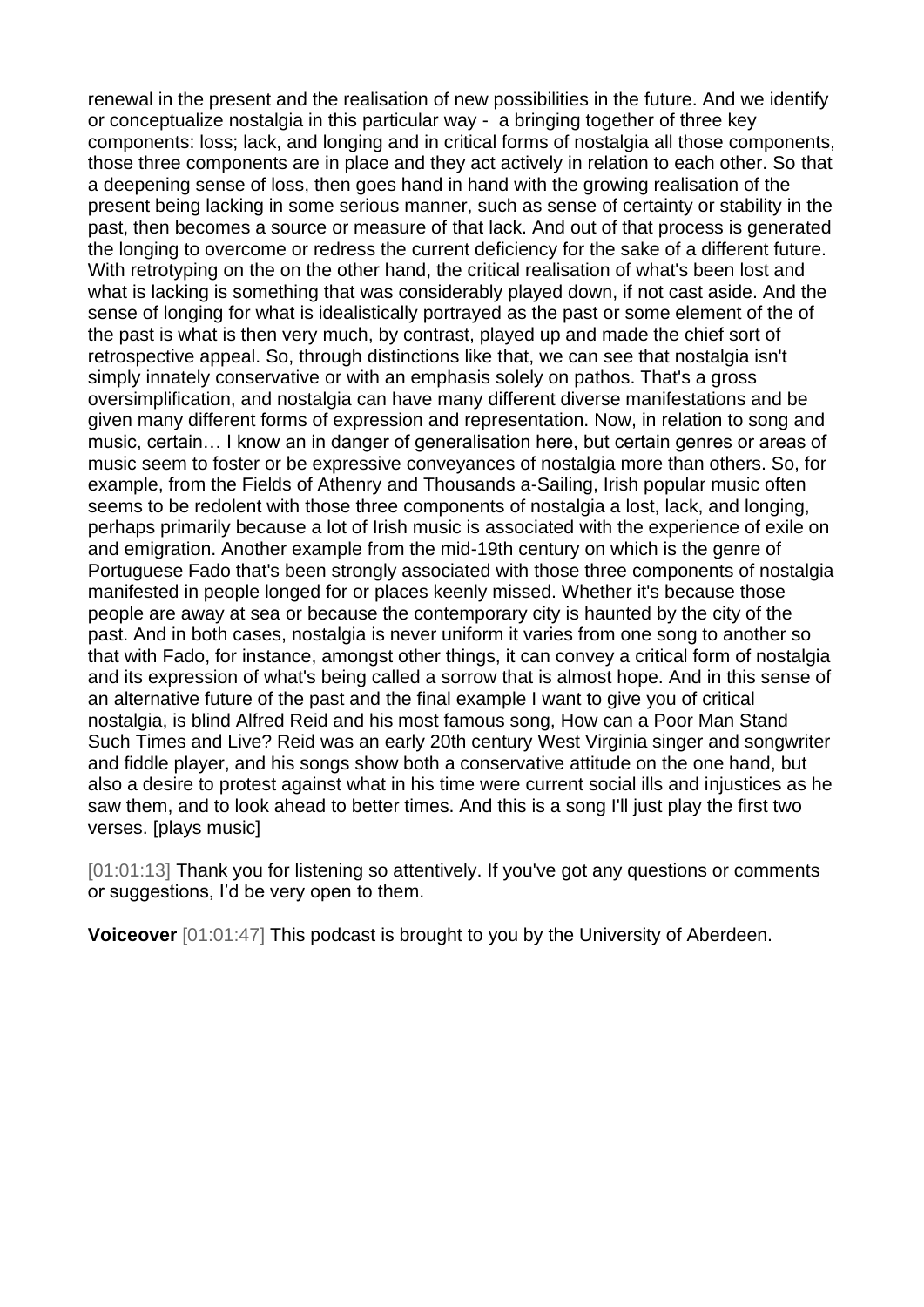renewal in the present and the realisation of new possibilities in the future. And we identify or conceptualize nostalgia in this particular way - a bringing together of three key components: loss; lack, and longing and in critical forms of nostalgia all those components, those three components are in place and they act actively in relation to each other. So that a deepening sense of loss, then goes hand in hand with the growing realisation of the present being lacking in some serious manner, such as sense of certainty or stability in the past, then becomes a source or measure of that lack. And out of that process is generated the longing to overcome or redress the current deficiency for the sake of a different future. With retrotyping on the on the other hand, the critical realisation of what's been lost and what is lacking is something that was considerably played down, if not cast aside. And the sense of longing for what is idealistically portrayed as the past or some element of the of the past is what is then very much, by contrast, played up and made the chief sort of retrospective appeal. So, through distinctions like that, we can see that nostalgia isn't simply innately conservative or with an emphasis solely on pathos. That's a gross oversimplification, and nostalgia can have many different diverse manifestations and be given many different forms of expression and representation. Now, in relation to song and music, certain… I know an in danger of generalisation here, but certain genres or areas of music seem to foster or be expressive conveyances of nostalgia more than others. So, for example, from the Fields of Athenry and Thousands a-Sailing, Irish popular music often seems to be redolent with those three components of nostalgia a lost, lack, and longing, perhaps primarily because a lot of Irish music is associated with the experience of exile on and emigration. Another example from the mid-19th century on which is the genre of Portuguese Fado that's been strongly associated with those three components of nostalgia manifested in people longed for or places keenly missed. Whether it's because those people are away at sea or because the contemporary city is haunted by the city of the past. And in both cases, nostalgia is never uniform it varies from one song to another so that with Fado, for instance, amongst other things, it can convey a critical form of nostalgia and its expression of what's being called a sorrow that is almost hope. And in this sense of an alternative future of the past and the final example I want to give you of critical nostalgia, is blind Alfred Reid and his most famous song, How can a Poor Man Stand Such Times and Live? Reid was an early 20th century West Virginia singer and songwriter and fiddle player, and his songs show both a conservative attitude on the one hand, but also a desire to protest against what in his time were current social ills and injustices as he saw them, and to look ahead to better times. And this is a song I'll just play the first two verses. [plays music]

[01:01:13] Thank you for listening so attentively. If you've got any questions or comments or suggestions, I'd be very open to them.

**Voiceover** [01:01:47] This podcast is brought to you by the University of Aberdeen.